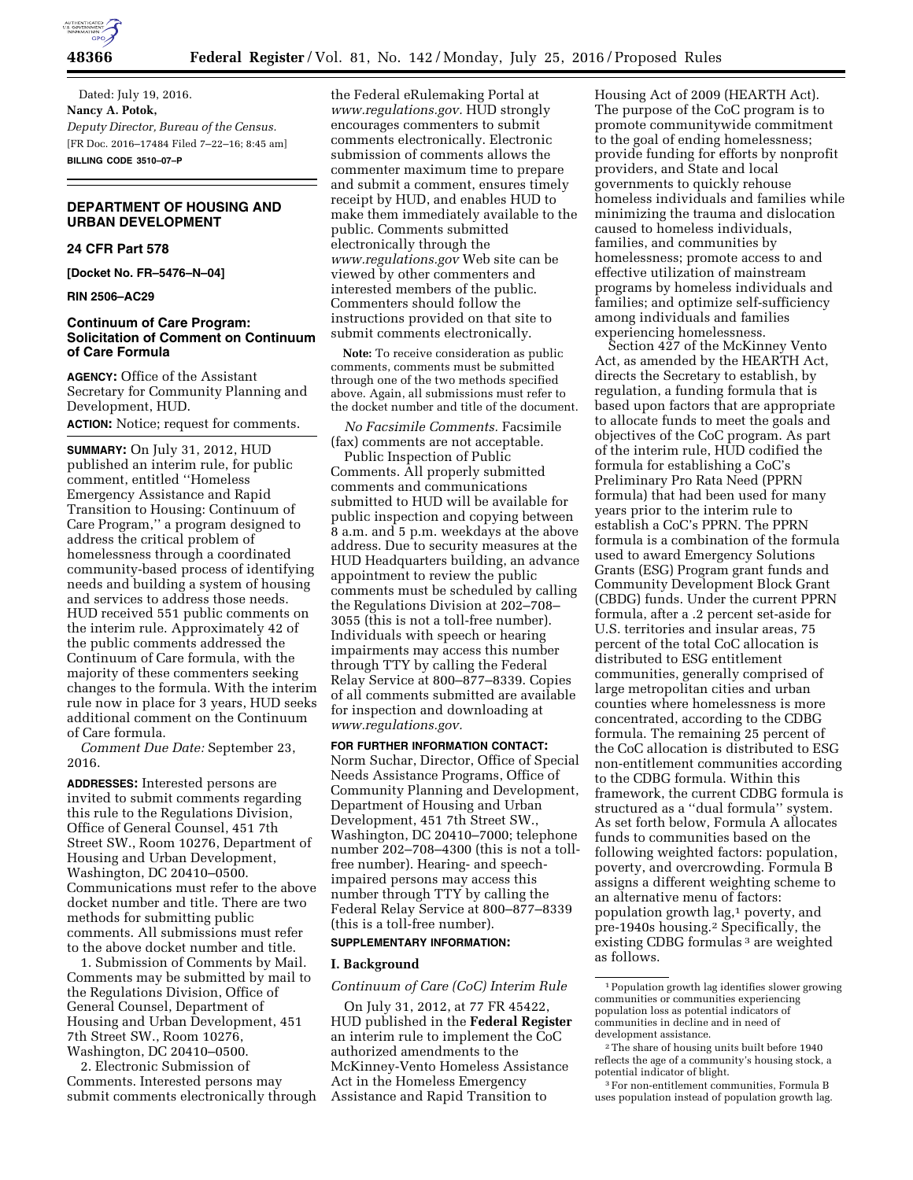Dated: July 19, 2016.

**Nancy A. Potok,**

*Deputy Director, Bureau of the Census.*

[FR Doc. 2016–17484 Filed 7–22–16; 8:45 am]

**BILLING CODE 3510–07–P**

## DEPARTMENT OF HOUSING AND URBAN DEVELOPMENT

### 24 CFR Part 578

**[Docket No. FR–5476–N–04]**

**RIN 2506–AC29**

### Continuum of Care Program: Solicitation of Comment on Continuum of Care Formula

**AGENCY:** Office of the Assistant Secretary for Community Planning and Development, HUD.

**ACTION:** Notice; request for comments.

**SUMMARY:** On July 31, 2012, HUD published an interim rule, for public comment, entitled ''Homeless Emergency Assistance and Rapid Transition to Housing: Continuum of Care Program,'' a program designed to address the critical problem of homelessness through a coordinated community-based process of identifying needs and building a system of housing and services to address those needs. HUD received 551 public comments on the interim rule. Approximately 42 of the public comments addressed the Continuum of Care formula, with the majority of these commenters seeking changes to the formula. With the interim rule now in place for 3 years, HUD seeks additional comment on the Continuum of Care formula.

*Comment Due Date:* September 23, 2016.

**ADDRESSES:** Interested persons are invited to submit comments regarding this rule to the Regulations Division, Office of General Counsel, 451 7th Street SW., Room 10276, Department of Housing and Urban Development, Washington, DC 20410–0500. Communications must refer to the above docket number and title. There are two methods for submitting public comments. All submissions must refer to the above docket number and title.

1. Submission of Comments by Mail. Comments may be submitted by mail to the Regulations Division, Office of General Counsel, Department of Housing and Urban Development, 451 7th Street SW., Room 10276, Washington, DC 20410–0500.

2. Electronic Submission of Comments. Interested persons may submit comments electronically through the Federal eRulemaking Portal at *www.regulations.gov.* HUD strongly encourages commenters to submit comments electronically. Electronic submission of comments allows the commenter maximum time to prepare and submit a comment, ensures timely receipt by HUD, and enables HUD to make them immediately available to the public. Comments submitted electronically through the *www.regulations.gov* Web site can be viewed by other commenters and interested members of the public. Commenters should follow the instructions provided on that site to submit comments electronically.

**Note:** To receive consideration as public comments, comments must be submitted through one of the two methods specified above. Again, all submissions must refer to the docket number and title of the document.

*No Facsimile Comments.* Facsimile (fax) comments are not acceptable.

Public Inspection of Public Comments. All properly submitted comments and communications submitted to HUD will be available for public inspection and copying between 8 a.m. and 5 p.m. weekdays at the above address. Due to security measures at the HUD Headquarters building, an advance appointment to review the public comments must be scheduled by calling the Regulations Division at 202–708–3055 (this is not a toll-free number). Individuals with speech or hearing impairments may access this number through TTY by calling the Federal Relay Service at 800–877–8339. Copies of all comments submitted are available for inspection and downloading at *www.regulations.gov.*

**FOR FURTHER INFORMATION CONTACT:** Norm Suchar, Director, Office of Special Needs Assistance Programs, Office of Community Planning and Development, Department of Housing and Urban Development, 451 7th Street SW., Washington, DC 20410–7000; telephone number 202–708–4300 (this is not a toll-free number). Hearing- and speech-impaired persons may access this number through TTY by calling the Federal Relay Service at 800–877–8339 (this is a toll-free number).

**SUPPLEMENTARY INFORMATION:**

## I. Background

*Continuum of Care (CoC) Interim Rule*

On July 31, 2012, at 77 FR 45422, HUD published in the **Federal Register** an interim rule to implement the CoC authorized amendments to the McKinney-Vento Homeless Assistance Act in the Homeless Emergency Assistance and Rapid Transition to Housing Act of 2009 (HEARTH Act). The purpose of the CoC program is to promote communitywide commitment to the goal of ending homelessness; provide funding for efforts by nonprofit providers, and State and local governments to quickly rehouse homeless individuals and families while minimizing the trauma and dislocation caused to homeless individuals, families, and communities by homelessness; promote access to and effective utilization of mainstream programs by homeless individuals and families; and optimize self-sufficiency among individuals and families experiencing homelessness.

Section 427 of the McKinney Vento Act, as amended by the HEARTH Act, directs the Secretary to establish, by regulation, a funding formula that is based upon factors that are appropriate to allocate funds to meet the goals and objectives of the CoC program. As part of the interim rule, HUD codified the formula for establishing a CoC's Preliminary Pro Rata Need (PPRN formula) that had been used for many years prior to the interim rule to establish a CoC's PPRN. The PPRN formula is a combination of the formula used to award Emergency Solutions Grants (ESG) Program grant funds and Community Development Block Grant (CBDG) funds. Under the current PPRN formula, after a .2 percent set-aside for U.S. territories and insular areas, 75 percent of the total CoC allocation is distributed to ESG entitlement communities, generally comprised of large metropolitan cities and urban counties where homelessness is more concentrated, according to the CDBG formula. The remaining 25 percent of the CoC allocation is distributed to ESG non-entitlement communities according to the CDBG formula. Within this framework, the current CDBG formula is structured as a ''dual formula'' system. As set forth below, Formula A allocates funds to communities based on the following weighted factors: population, poverty, and overcrowding. Formula B assigns a different weighting scheme to an alternative menu of factors: population growth lag,[1] poverty, and pre-1940s housing.[2] Specifically, the existing CDBG formulas [3] are weighted as follows.

[1] Population growth lag identifies slower growing communities or communities experiencing population loss as potential indicators of communities in decline and in need of development assistance.

[2] The share of housing units built before 1940 reflects the age of a community's housing stock, a potential indicator of blight.

[3] For non-entitlement communities, Formula B uses population instead of population growth lag.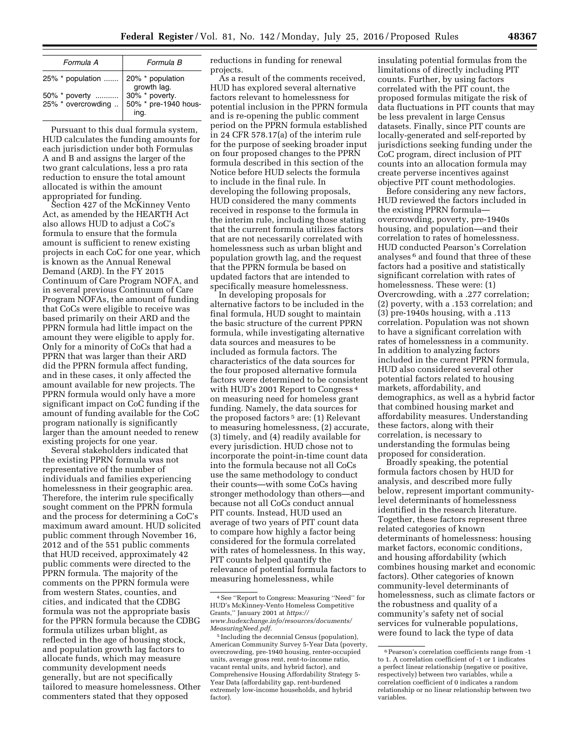| Formula A | Formula B |
| --- | --- |
| 25% * population | 20% * population growth lag. |
| 50% * poverty | 30% * poverty. |
| 25% * overcrowding | 50% * pre-1940 housing. |

Pursuant to this dual formula system, HUD calculates the funding amounts for each jurisdiction under both Formulas A and B and assigns the larger of the two grant calculations, less a pro rata reduction to ensure the total amount allocated is within the amount appropriated for funding.

Section 427 of the McKinney Vento Act, as amended by the HEARTH Act also allows HUD to adjust a CoC's formula to ensure that the formula amount is sufficient to renew existing projects in each CoC for one year, which is known as the Annual Renewal Demand (ARD). In the FY 2015 Continuum of Care Program NOFA, and in several previous Continuum of Care Program NOFAs, the amount of funding that CoCs were eligible to receive was based primarily on their ARD and the PPRN formula had little impact on the amount they were eligible to apply for. Only for a minority of CoCs that had a PPRN that was larger than their ARD did the PPRN formula affect funding, and in these cases, it only affected the amount available for new projects. The PPRN formula would only have a more significant impact on CoC funding if the amount of funding available for the CoC program nationally is significantly larger than the amount needed to renew existing projects for one year.

Several stakeholders indicated that the existing PPRN formula was not representative of the number of individuals and families experiencing homelessness in their geographic area. Therefore, the interim rule specifically sought comment on the PPRN formula and the process for determining a CoC's maximum award amount. HUD solicited public comment through November 16, 2012 and of the 551 public comments that HUD received, approximately 42 public comments were directed to the PPRN formula. The majority of the comments on the PPRN formula were from western States, counties, and cities, and indicated that the CDBG formula was not the appropriate basis for the PPRN formula because the CDBG formula utilizes urban blight, as reflected in the age of housing stock, and population growth lag factors to allocate funds, which may measure community development needs generally, but are not specifically tailored to measure homelessness. Other commenters stated that they opposed reductions in funding for renewal projects.

As a result of the comments received, HUD has explored several alternative factors relevant to homelessness for potential inclusion in the PPRN formula and is re-opening the public comment period on the PPRN formula established in 24 CFR 578.17(a) of the interim rule for the purpose of seeking broader input on four proposed changes to the PPRN formula described in this section of the Notice before HUD selects the formula to include in the final rule. In developing the following proposals, HUD considered the many comments received in response to the formula in the interim rule, including those stating that the current formula utilizes factors that are not necessarily correlated with homelessness such as urban blight and population growth lag, and the request that the PPRN formula be based on updated factors that are intended to specifically measure homelessness.

In developing proposals for alternative factors to be included in the final formula, HUD sought to maintain the basic structure of the current PPRN formula, while investigating alternative data sources and measures to be included as formula factors. The characteristics of the data sources for the four proposed alternative formula factors were determined to be consistent with HUD's 2001 Report to Congress [4] on measuring need for homeless grant funding. Namely, the data sources for the proposed factors [5] are: (1) Relevant to measuring homelessness, (2) accurate, (3) timely, and (4) readily available for every jurisdiction. HUD chose not to incorporate the point-in-time count data into the formula because not all CoCs use the same methodology to conduct their counts—with some CoCs having stronger methodology than others—and because not all CoCs conduct annual PIT counts. Instead, HUD used an average of two years of PIT count data to compare how highly a factor being considered for the formula correlated with rates of homelessness. In this way, PIT counts helped quantify the relevance of potential formula factors to measuring homelessness, while insulating potential formulas from the limitations of directly including PIT counts. Further, by using factors correlated with the PIT count, the proposed formulas mitigate the risk of data fluctuations in PIT counts that may be less prevalent in large Census datasets. Finally, since PIT counts are locally-generated and self-reported by jurisdictions seeking funding under the CoC program, direct inclusion of PIT counts into an allocation formula may create perverse incentives against objective PIT count methodologies.

Before considering any new factors, HUD reviewed the factors included in the existing PPRN formula—overcrowding, poverty, pre-1940s housing, and population—and their correlation to rates of homelessness. HUD conducted Pearson's Correlation analyses [6] and found that three of these factors had a positive and statistically significant correlation with rates of homelessness. These were: (1) Overcrowding, with a .277 correlation; (2) poverty, with a .153 correlation; and (3) pre-1940s housing, with a .113 correlation. Population was not shown to have a significant correlation with rates of homelessness in a community. In addition to analyzing factors included in the current PPRN formula, HUD also considered several other potential factors related to housing markets, affordability, and demographics, as well as a hybrid factor that combined housing market and affordability measures. Understanding these factors, along with their correlation, is necessary to understanding the formulas being proposed for consideration.

Broadly speaking, the potential formula factors chosen by HUD for analysis, and described more fully below, represent important community-level determinants of homelessness identified in the research literature. Together, these factors represent three related categories of known determinants of homelessness: housing market factors, economic conditions, and housing affordability (which combines housing market and economic factors). Other categories of known community-level determinants of homelessness, such as climate factors or the robustness and quality of a community's safety net of social services for vulnerable populations, were found to lack the type of data

[4] See "Report to Congress: Measuring "Need" for HUD's McKinney-Vento Homeless Competitive Grants," January 2001 at *https://www.hudexchange.info/resources/documents/MeasuringNeed.pdf*.

[5] Including the decennial Census (population), American Community Survey 5-Year Data (poverty, overcrowding, pre-1940 housing, renter-occupied units, average gross rent, rent-to-income ratio, vacant rental units, and hybrid factor), and Comprehensive Housing Affordability Strategy 5-Year Data (affordability gap, rent-burdened extremely low-income households, and hybrid factor).

[6] Pearson's correlation coefficients range from -1 to 1. A correlation coefficient of -1 or 1 indicates a perfect linear relationship (negative or positive, respectively) between two variables, while a correlation coefficient of 0 indicates a random relationship or no linear relationship between two variables.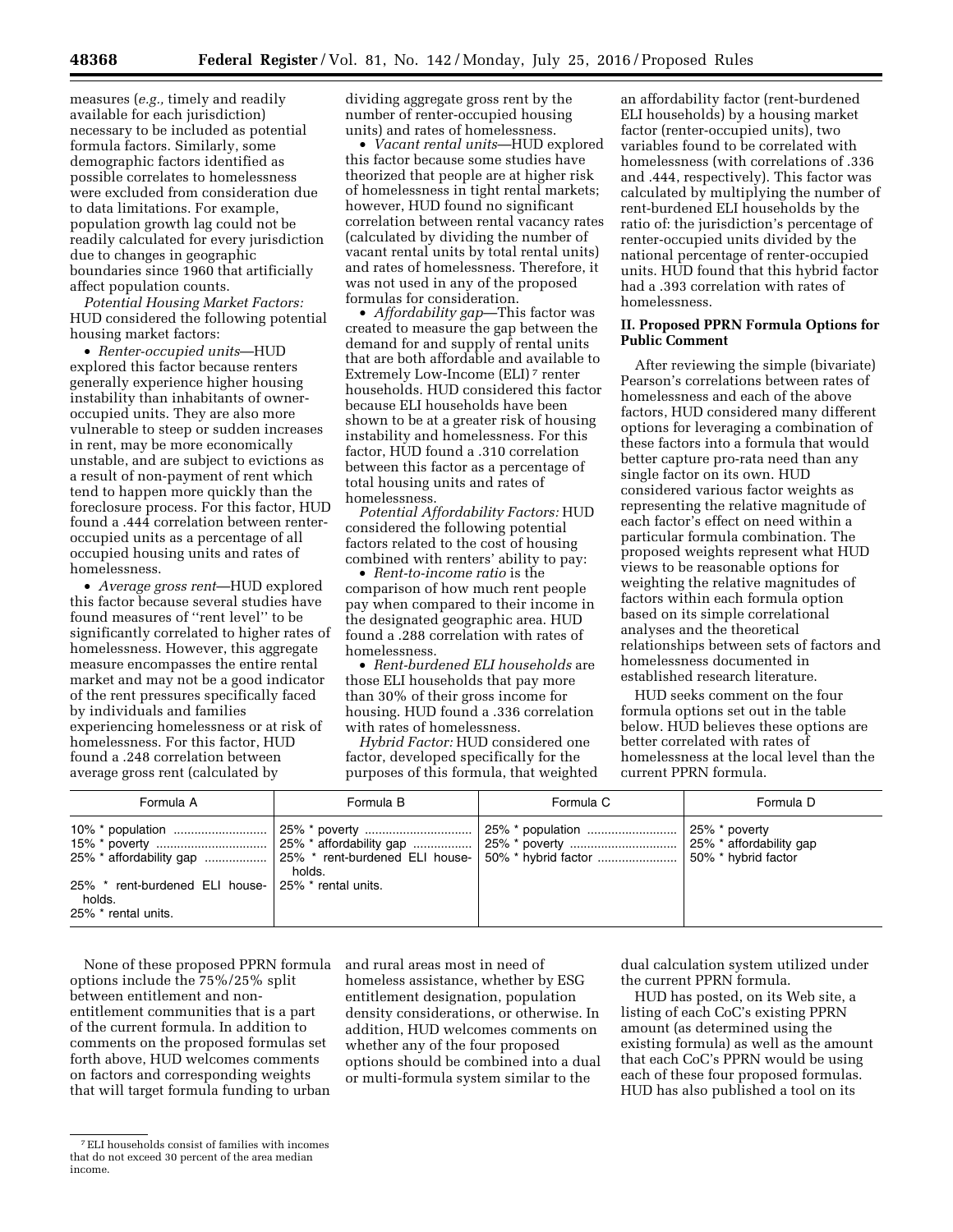measures (*e.g.,* timely and readily available for each jurisdiction) necessary to be included as potential formula factors. Similarly, some demographic factors identified as possible correlates to homelessness were excluded from consideration due to data limitations. For example, population growth lag could not be readily calculated for every jurisdiction due to changes in geographic boundaries since 1960 that artificially affect population counts.

*Potential Housing Market Factors:* HUD considered the following potential housing market factors:

• *Renter-occupied units*—HUD explored this factor because renters generally experience higher housing instability than inhabitants of owner-occupied units. They are also more vulnerable to steep or sudden increases in rent, may be more economically unstable, and are subject to evictions as a result of non-payment of rent which tend to happen more quickly than the foreclosure process. For this factor, HUD found a .444 correlation between renter-occupied units as a percentage of all occupied housing units and rates of homelessness.

• *Average gross rent*—HUD explored this factor because several studies have found measures of ''rent level'' to be significantly correlated to higher rates of homelessness. However, this aggregate measure encompasses the entire rental market and may not be a good indicator of the rent pressures specifically faced by individuals and families experiencing homelessness or at risk of homelessness. For this factor, HUD found a .248 correlation between average gross rent (calculated by dividing aggregate gross rent by the number of renter-occupied housing units) and rates of homelessness.

• *Vacant rental units*—HUD explored this factor because some studies have theorized that people are at higher risk of homelessness in tight rental markets; however, HUD found no significant correlation between rental vacancy rates (calculated by dividing the number of vacant rental units by total rental units) and rates of homelessness. Therefore, it was not used in any of the proposed formulas for consideration.

• *Affordability gap*—This factor was created to measure the gap between the demand for and supply of rental units that are both affordable and available to Extremely Low-Income (ELI) [7] renter households. HUD considered this factor because ELI households have been shown to be at a greater risk of housing instability and homelessness. For this factor, HUD found a .310 correlation between this factor as a percentage of total housing units and rates of homelessness.

*Potential Affordability Factors:* HUD considered the following potential factors related to the cost of housing combined with renters' ability to pay:

• *Rent-to-income ratio* is the comparison of how much rent people pay when compared to their income in the designated geographic area. HUD found a .288 correlation with rates of homelessness.

• *Rent-burdened ELI households* are those ELI households that pay more than 30% of their gross income for housing. HUD found a .336 correlation with rates of homelessness.

*Hybrid Factor:* HUD considered one factor, developed specifically for the purposes of this formula, that weighted an affordability factor (rent-burdened ELI households) by a housing market factor (renter-occupied units), two variables found to be correlated with homelessness (with correlations of .336 and .444, respectively). This factor was calculated by multiplying the number of rent-burdened ELI households by the ratio of: the jurisdiction's percentage of renter-occupied units divided by the national percentage of renter-occupied units. HUD found that this hybrid factor had a .393 correlation with rates of homelessness.

## II. Proposed PPRN Formula Options for Public Comment

After reviewing the simple (bivariate) Pearson's correlations between rates of homelessness and each of the above factors, HUD considered many different options for leveraging a combination of these factors into a formula that would better capture pro-rata need than any single factor on its own. HUD considered various factor weights as representing the relative magnitude of each factor's effect on need within a particular formula combination. The proposed weights represent what HUD views to be reasonable options for weighting the relative magnitudes of factors within each formula option based on its simple correlational analyses and the theoretical relationships between sets of factors and homelessness documented in established research literature.

HUD seeks comment on the four formula options set out in the table below. HUD believes these options are better correlated with rates of homelessness at the local level than the current PPRN formula.

| Formula A | Formula B | Formula C | Formula D |
|---|---|---|---|
| 10% * population | 25% * poverty | 25% * population | 25% * poverty |
| 15% * poverty | 25% * affordability gap | 25% * poverty | 25% * affordability gap |
| 25% * affordability gap | 25% * rent-burdened ELI households. | 50% * hybrid factor | 50% * hybrid factor |
| 25% * rent-burdened ELI households. | 25% * rental units. | | |
| 25% * rental units. | | | |

None of these proposed PPRN formula options include the 75%/25% split between entitlement and non-entitlement communities that is a part of the current formula. In addition to comments on the proposed formulas set forth above, HUD welcomes comments on factors and corresponding weights that will target formula funding to urban and rural areas most in need of homeless assistance, whether by ESG entitlement designation, population density considerations, or otherwise. In addition, HUD welcomes comments on whether any of the four proposed options should be combined into a dual or multi-formula system similar to the dual calculation system utilized under the current PPRN formula.

HUD has posted, on its Web site, a listing of each CoC's existing PPRN amount (as determined using the existing formula) as well as the amount that each CoC's PPRN would be using each of these four proposed formulas. HUD has also published a tool on its

[7] ELI households consist of families with incomes that do not exceed 30 percent of the area median income.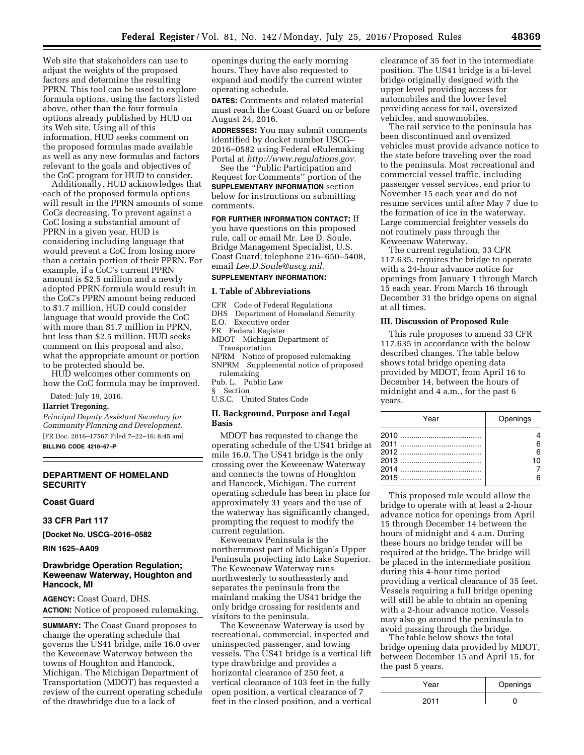Web site that stakeholders can use to adjust the weights of the proposed factors and determine the resulting PPRN. This tool can be used to explore formula options, using the factors listed above, other than the four formula options already published by HUD on its Web site. Using all of this information, HUD seeks comment on the proposed formulas made available as well as any new formulas and factors relevant to the goals and objectives of the CoC program for HUD to consider.

Additionally, HUD acknowledges that each of the proposed formula options will result in the PPRN amounts of some CoCs decreasing. To prevent against a CoC losing a substantial amount of PPRN in a given year, HUD is considering including language that would prevent a CoC from losing more than a certain portion of their PPRN. For example, if a CoC's current PPRN amount is $2.5 million and a newly adopted PPRN formula would result in the CoC's PPRN amount being reduced to $1.7 million, HUD could consider language that would provide the CoC with more than $1.7 million in PPRN, but less than $2.5 million. HUD seeks comment on this proposal and also, what the appropriate amount or portion to be protected should be.

HUD welcomes other comments on how the CoC formula may be improved.

Dated: July 19, 2016.

**Harriet Tregoning,**

*Principal Deputy Assistant Secretary for Community Planning and Development.*

[FR Doc. 2016–17567 Filed 7–22–16; 8:45 am]

**BILLING CODE 4210–67–P**

---

## DEPARTMENT OF HOMELAND SECURITY

### Coast Guard

### 33 CFR Part 117

**[Docket No. USCG–2016–0582]**

**RIN 1625–AA09**

## Drawbridge Operation Regulation; Keweenaw Waterway, Houghton and Hancock, MI

**AGENCY:** Coast Guard, DHS.

**ACTION:** Notice of proposed rulemaking.

**SUMMARY:** The Coast Guard proposes to change the operating schedule that governs the US41 bridge, mile 16.0 over the Keweenaw Waterway between the towns of Houghton and Hancock, Michigan. The Michigan Department of Transportation (MDOT) has requested a review of the current operating schedule of the drawbridge due to a lack of openings during the early morning hours. They have also requested to expand and modify the current winter operating schedule.

**DATES:** Comments and related material must reach the Coast Guard on or before August 24, 2016.

**ADDRESSES:** You may submit comments identified by docket number USCG–2016–0582 using Federal eRulemaking Portal at *http://www.regulations.gov.*

See the ''Public Participation and Request for Comments'' portion of the **SUPPLEMENTARY INFORMATION** section below for instructions on submitting comments.

**FOR FURTHER INFORMATION CONTACT:** If you have questions on this proposed rule, call or email Mr. Lee D. Soule, Bridge Management Specialist, U.S. Coast Guard; telephone 216–650–5408, email *Lee.D.Soule@uscg.mil.*

**SUPPLEMENTARY INFORMATION:**

### I. Table of Abbreviations

CFR Code of Federal Regulations
DHS Department of Homeland Security
E.O. Executive order
FR Federal Register
MDOT Michigan Department of Transportation
NPRM Notice of proposed rulemaking
SNPRM Supplemental notice of proposed rulemaking
Pub. L. Public Law
§ Section
U.S.C. United States Code

### II. Background, Purpose and Legal Basis

MDOT has requested to change the operating schedule of the US41 bridge at mile 16.0. The US41 bridge is the only crossing over the Keweenaw Waterway and connects the towns of Houghton and Hancock, Michigan. The current operating schedule has been in place for approximately 31 years and the use of the waterway has significantly changed, prompting the request to modify the current regulation.

Keweenaw Peninsula is the northernmost part of Michigan's Upper Peninsula projecting into Lake Superior. The Keweenaw Waterway runs northwesterly to southeasterly and separates the peninsula from the mainland making the US41 bridge the only bridge crossing for residents and visitors to the peninsula.

The Keweenaw Waterway is used by recreational, commercial, inspected and uninspected passenger, and towing vessels. The US41 bridge is a vertical lift type drawbridge and provides a horizontal clearance of 250 feet, a vertical clearance of 103 feet in the fully open position, a vertical clearance of 7 feet in the closed position, and a vertical clearance of 35 feet in the intermediate position. The US41 bridge is a bi-level bridge originally designed with the upper level providing access for automobiles and the lower level providing access for rail, oversized vehicles, and snowmobiles.

The rail service to the peninsula has been discontinued and oversized vehicles must provide advance notice to the state before traveling over the road to the peninsula. Most recreational and commercial vessel traffic, including passenger vessel services, end prior to November 15 each year and do not resume services until after May 7 due to the formation of ice in the waterway. Large commercial freighter vessels do not routinely pass through the Keweenaw Waterway.

The current regulation, 33 CFR 117.635, requires the bridge to operate with a 24-hour advance notice for openings from January 1 through March 15 each year. From March 16 through December 31 the bridge opens on signal at all times.

### III. Discussion of Proposed Rule

This rule proposes to amend 33 CFR 117.635 in accordance with the below described changes. The table below shows total bridge opening data provided by MDOT, from April 16 to December 14, between the hours of midnight and 4 a.m., for the past 6 years.

| Year | Openings |
|---|---|
| 2010 | 4 |
| 2011 | 6 |
| 2012 | 6 |
| 2013 | 10 |
| 2014 | 7 |
| 2015 | 6 |

This proposed rule would allow the bridge to operate with at least a 2-hour advance notice for openings from April 15 through December 14 between the hours of midnight and 4 a.m. During these hours no bridge tender will be required at the bridge. The bridge will be placed in the intermediate position during this 4-hour time period providing a vertical clearance of 35 feet. Vessels requiring a full bridge opening will still be able to obtain an opening with a 2-hour advance notice. Vessels may also go around the peninsula to avoid passing through the bridge.

The table below shows the total bridge opening data provided by MDOT, between December 15 and April 15, for the past 5 years.

| Year | Openings |
|---|---|
| 2011 | 0 |